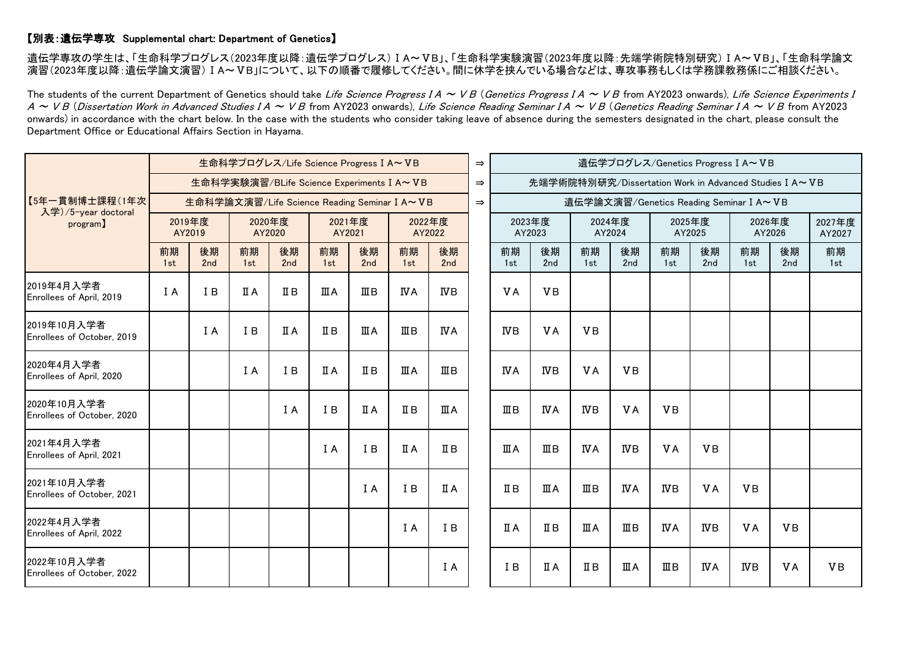**【別表：遺伝学専攻　Supplemental chart: Department of Genetics】**

遺伝学専攻の学生は、「生命科学プログレス（2023年度以降：遺伝学プログレス）ⅠA～ⅤB」、「生命科学実験演習（2023年度以降：先端学術院特別研究）ⅠA～ⅤB」、「生命科学論文演習（2023年度以降：遺伝学論文演習）ⅠA～ⅤB」について、以下の順番で履修してください。間に休学を挟んでいる場合などは、専攻事務もしくは学務課教務係にご相談ください。

The students of the current Department of Genetics should take *Life Science Progress I A ～ V B* (*Genetics Progress I A ～ V B* from AY2023 onwards), *Life Science Experiments I A ～ V B* (*Dissertation Work in Advanced Studies I A ～ V B* from AY2023 onwards), *Life Science Reading Seminar I A ～ V B* (*Genetics Reading Seminar I A ～ V B* from AY2023 onwards) in accordance with the chart below. In the case with the students who consider taking leave of absence during the semesters designated in the chart, please consult the Department Office or Educational Affairs Section in Hayama.

| 【5年一貫制博士課程（1年次入学）/5-year doctoral program】 | 生命科学プログレス/Life Science Progress ⅠA～ⅤB<br>生命科学実験演習/BLife Science Experiments ⅠA～ⅤB<br>生命科学論文演習/Life Science Reading Seminar ⅠA～ⅤB | | | | | | | | ⇒ | 遺伝学プログレス/Genetics Progress ⅠA～ⅤB<br>先端学術院特別研究/Dissertation Work in Advanced Studies ⅠA～ⅤB<br>遺伝学論文演習/Genetics Reading Seminar ⅠA～ⅤB | | | | | | | | |
|---|---|---|---|---|---|---|---|---|---|---|---|---|---|---|---|---|---|---|
| | 2019年度 AY2019 | | 2020年度 AY2020 | | 2021年度 AY2021 | | 2022年度 AY2022 | | | 2023年度 AY2023 | | 2024年度 AY2024 | | 2025年度 AY2025 | | 2026年度 AY2026 | | 2027年度 AY2027 |
| | 前期 1st | 後期 2nd | 前期 1st | 後期 2nd | 前期 1st | 後期 2nd | 前期 1st | 後期 2nd | | 前期 1st | 後期 2nd | 前期 1st | 後期 2nd | 前期 1st | 後期 2nd | 前期 1st | 後期 2nd | 前期 1st |
| 2019年4月入学者 Enrollees of April, 2019 | ⅠA | ⅠB | ⅡA | ⅡB | ⅢA | ⅢB | ⅣA | ⅣB | | ⅤA | ⅤB | | | | | | | |
| 2019年10月入学者 Enrollees of October, 2019 | | ⅠA | ⅠB | ⅡA | ⅡB | ⅢA | ⅢB | ⅣA | | ⅣB | ⅤA | ⅤB | | | | | | |
| 2020年4月入学者 Enrollees of April, 2020 | | | ⅠA | ⅠB | ⅡA | ⅡB | ⅢA | ⅢB | | ⅣA | ⅣB | ⅤA | ⅤB | | | | | |
| 2020年10月入学者 Enrollees of October, 2020 | | | | ⅠA | ⅠB | ⅡA | ⅡB | ⅢA | | ⅢB | ⅣA | ⅣB | ⅤA | ⅤB | | | | |
| 2021年4月入学者 Enrollees of April, 2021 | | | | | ⅠA | ⅠB | ⅡA | ⅡB | | ⅢA | ⅢB | ⅣA | ⅣB | ⅤA | ⅤB | | | |
| 2021年10月入学者 Enrollees of October, 2021 | | | | | | ⅠA | ⅠB | ⅡA | | ⅡB | ⅢA | ⅢB | ⅣA | ⅣB | ⅤA | ⅤB | | |
| 2022年4月入学者 Enrollees of April, 2022 | | | | | | | ⅠA | ⅠB | | ⅡA | ⅡB | ⅢA | ⅢB | ⅣA | ⅣB | ⅤA | ⅤB | |
| 2022年10月入学者 Enrollees of October, 2022 | | | | | | | | ⅠA | | ⅠB | ⅡA | ⅡB | ⅢA | ⅢB | ⅣA | ⅣB | ⅤA | ⅤB |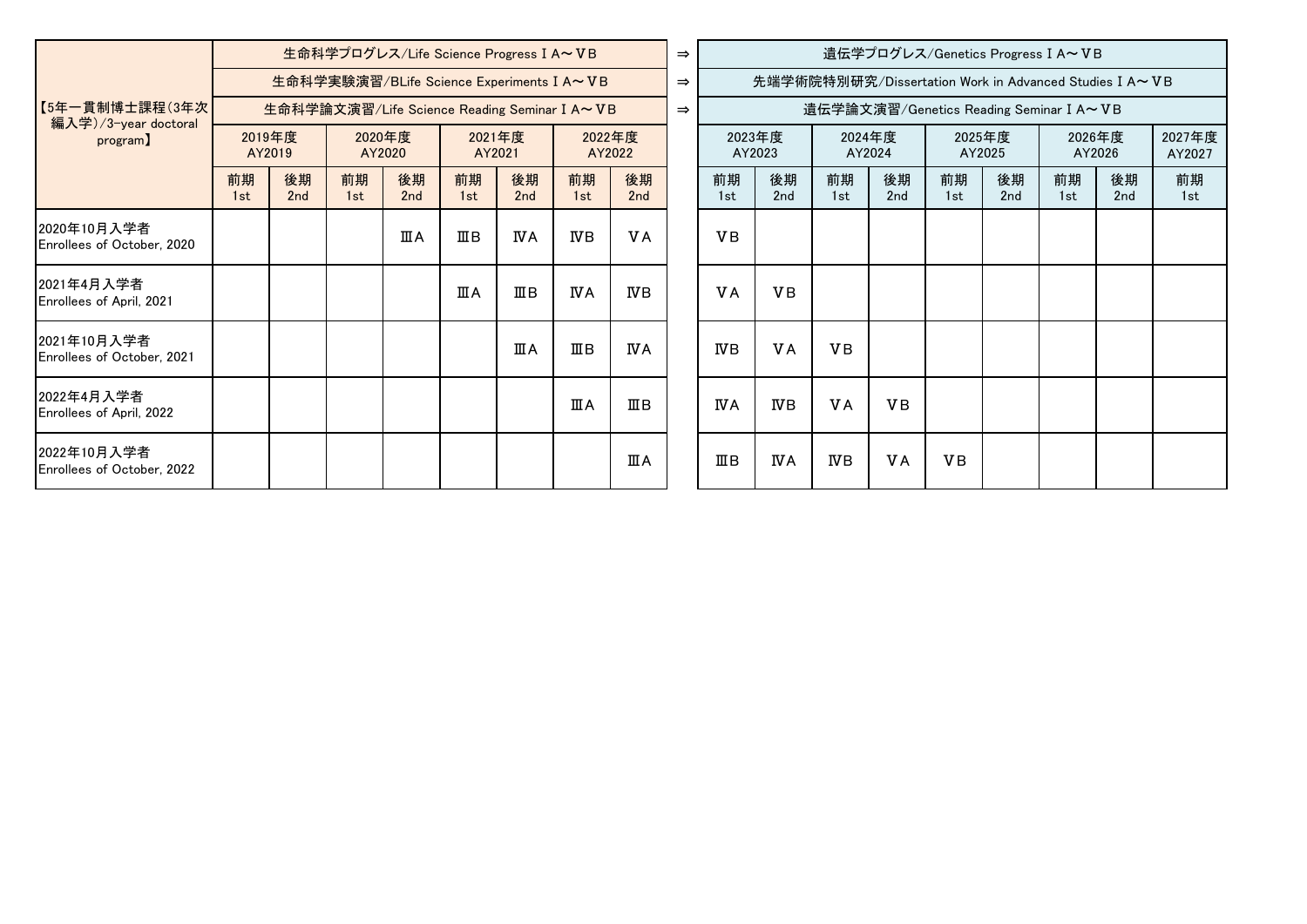| 【5年一貫制博士課程(3年次編入学)/3-year doctoral program】 | 生命科学プログレス/Life Science Progress ⅠA～ⅤB | | | | | | | | ⇒ | 遺伝学プログレス/Genetics Progress ⅠA～ⅤB | | | | | | | | |
|---|---|---|---|---|---|---|---|---|---|---|---|---|---|---|---|---|---|---|
| | 生命科学実験演習/BLife Science Experiments ⅠA～ⅤB | | | | | | | | ⇒ | 先端学術院特別研究/Dissertation Work in Advanced Studies ⅠA～ⅤB | | | | | | | | |
| | 生命科学論文演習/Life Science Reading Seminar ⅠA～ⅤB | | | | | | | | ⇒ | 遺伝学論文演習/Genetics Reading Seminar ⅠA～ⅤB | | | | | | | | |
| | 2019年度 AY2019 | | 2020年度 AY2020 | | 2021年度 AY2021 | | 2022年度 AY2022 | | | 2023年度 AY2023 | | 2024年度 AY2024 | | 2025年度 AY2025 | | 2026年度 AY2026 | | 2027年度 AY2027 |
| | 前期 1st | 後期 2nd | 前期 1st | 後期 2nd | 前期 1st | 後期 2nd | 前期 1st | 後期 2nd | | 前期 1st | 後期 2nd | 前期 1st | 後期 2nd | 前期 1st | 後期 2nd | 前期 1st | 後期 2nd | 前期 1st |
| 2020年10月入学者 Enrollees of October, 2020 | | | | ⅢA | ⅢB | ⅣA | ⅣB | ⅤA | | ⅤB | | | | | | | | |
| 2021年4月入学者 Enrollees of April, 2021 | | | | | ⅢA | ⅢB | ⅣA | ⅣB | | ⅤA | ⅤB | | | | | | | |
| 2021年10月入学者 Enrollees of October, 2021 | | | | | | ⅢA | ⅢB | ⅣA | | ⅣB | ⅤA | ⅤB | | | | | | |
| 2022年4月入学者 Enrollees of April, 2022 | | | | | | | ⅢA | ⅢB | | ⅣA | ⅣB | ⅤA | ⅤB | | | | | |
| 2022年10月入学者 Enrollees of October, 2022 | | | | | | | | ⅢA | | ⅢB | ⅣA | ⅣB | ⅤA | ⅤB | | | | |